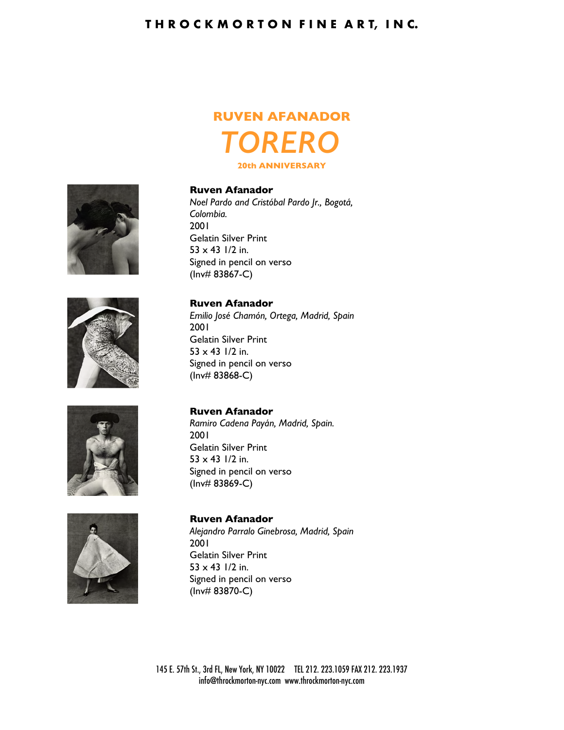THROCKMORTON FINE ART, INC.

# RUVEN AFANADOR

# *TORERO*

### 20th ANNIVERSARY

**Ruven Afanador**
*Noel Pardo and Cristóbal Pardo Jr., Bogotá, Colombia.*
2001
Gelatin Silver Print
53 x 43 1/2 in.
Signed in pencil on verso
(Inv# 83867-C)

**Ruven Afanador**
*Emilio José Chamón, Ortega, Madrid, Spain*
2001
Gelatin Silver Print
53 x 43 1/2 in.
Signed in pencil on verso
(Inv# 83868-C)

**Ruven Afanador**
*Ramiro Cadena Payán, Madrid, Spain.*
2001
Gelatin Silver Print
53 x 43 1/2 in.
Signed in pencil on verso
(Inv# 83869-C)

**Ruven Afanador**
*Alejandro Parralo Ginebrosa, Madrid, Spain*
2001
Gelatin Silver Print
53 x 43 1/2 in.
Signed in pencil on verso
(Inv# 83870-C)

145 E. 57th St., 3rd Fl, New York, NY 10022 TEL 212. 223.1059 FAX 212. 223.1937
info@throckmorton-nyc.com www.throckmorton-nyc.com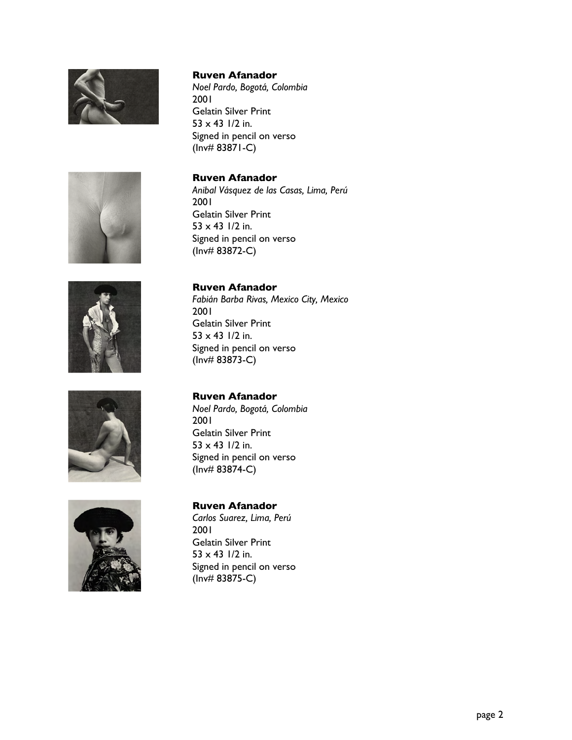**Ruven Afanador**
*Noel Pardo, Bogotá, Colombia*
2001
Gelatin Silver Print
53 x 43 1/2 in.
Signed in pencil on verso
(Inv# 83871-C)

**Ruven Afanador**
*Anibal Vásquez de las Casas, Lima, Perú*
2001
Gelatin Silver Print
53 x 43 1/2 in.
Signed in pencil on verso
(Inv# 83872-C)

**Ruven Afanador**
*Fabián Barba Rivas, Mexico City, Mexico*
2001
Gelatin Silver Print
53 x 43 1/2 in.
Signed in pencil on verso
(Inv# 83873-C)

**Ruven Afanador**
*Noel Pardo, Bogotá, Colombia*
2001
Gelatin Silver Print
53 x 43 1/2 in.
Signed in pencil on verso
(Inv# 83874-C)

**Ruven Afanador**
*Carlos Suarez, Lima, Perú*
2001
Gelatin Silver Print
53 x 43 1/2 in.
Signed in pencil on verso
(Inv# 83875-C)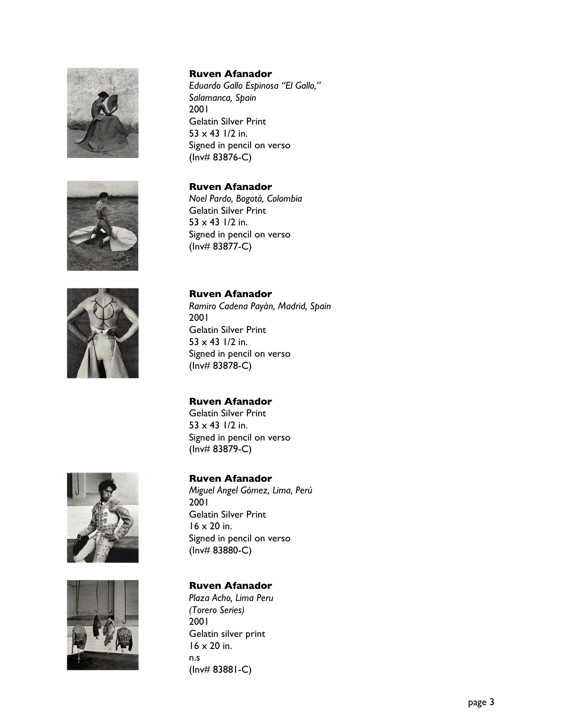**Ruven Afanador**
*Eduardo Gallo Espinosa "El Gallo," Salamanca, Spain*
2001
Gelatin Silver Print
53 x 43 1/2 in.
Signed in pencil on verso
(Inv# 83876-C)

**Ruven Afanador**
*Noel Pardo, Bogotá, Colombia*
Gelatin Silver Print
53 x 43 1/2 in.
Signed in pencil on verso
(Inv# 83877-C)

**Ruven Afanador**
*Ramiro Cadena Payán, Madrid, Spain*
2001
Gelatin Silver Print
53 x 43 1/2 in.
Signed in pencil on verso
(Inv# 83878-C)

**Ruven Afanador**
Gelatin Silver Print
53 x 43 1/2 in.
Signed in pencil on verso
(Inv# 83879-C)

**Ruven Afanador**
*Miguel Angel Gómez, Lima, Perú*
2001
Gelatin Silver Print
16 x 20 in.
Signed in pencil on verso
(Inv# 83880-C)

**Ruven Afanador**
*Plaza Acho, Lima Peru (Torero Series)*
2001
Gelatin silver print
16 x 20 in.
n.s
(Inv# 83881-C)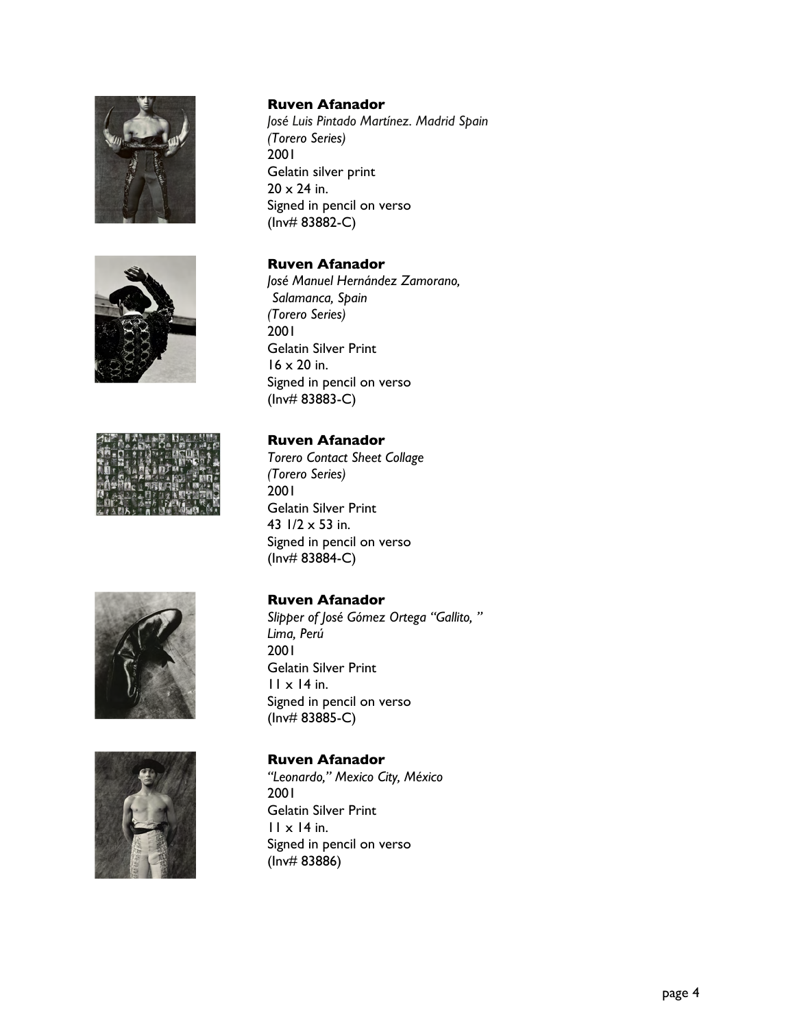**Ruven Afanador**
*José Luis Pintado Martínez. Madrid Spain*
*(Torero Series)*
2001
Gelatin silver print
20 x 24 in.
Signed in pencil on verso
(Inv# 83882-C)

**Ruven Afanador**
*José Manuel Hernández Zamorano,*
*Salamanca, Spain*
*(Torero Series)*
2001
Gelatin Silver Print
16 x 20 in.
Signed in pencil on verso
(Inv# 83883-C)

**Ruven Afanador**
*Torero Contact Sheet Collage*
*(Torero Series)*
2001
Gelatin Silver Print
43 1/2 x 53 in.
Signed in pencil on verso
(Inv# 83884-C)

**Ruven Afanador**
*Slipper of José Gómez Ortega "Gallito, "*
*Lima, Perú*
2001
Gelatin Silver Print
11 x 14 in.
Signed in pencil on verso
(Inv# 83885-C)

**Ruven Afanador**
*"Leonardo," Mexico City, México*
2001
Gelatin Silver Print
11 x 14 in.
Signed in pencil on verso
(Inv# 83886)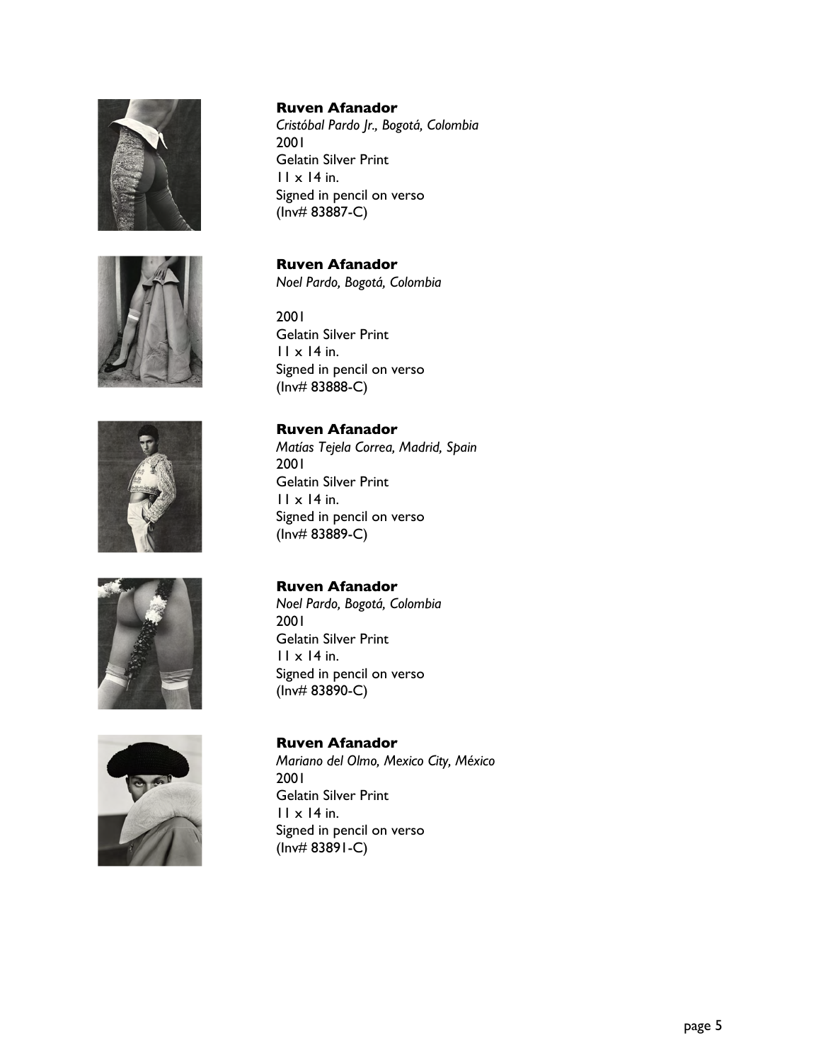**Ruven Afanador**
*Cristóbal Pardo Jr., Bogotá, Colombia*
2001
Gelatin Silver Print
11 x 14 in.
Signed in pencil on verso
(Inv# 83887-C)

**Ruven Afanador**
*Noel Pardo, Bogotá, Colombia*

2001
Gelatin Silver Print
11 x 14 in.
Signed in pencil on verso
(Inv# 83888-C)

**Ruven Afanador**
*Matías Tejela Correa, Madrid, Spain*
2001
Gelatin Silver Print
11 x 14 in.
Signed in pencil on verso
(Inv# 83889-C)

**Ruven Afanador**
*Noel Pardo, Bogotá, Colombia*
2001
Gelatin Silver Print
11 x 14 in.
Signed in pencil on verso
(Inv# 83890-C)

**Ruven Afanador**
*Mariano del Olmo, Mexico City, México*
2001
Gelatin Silver Print
11 x 14 in.
Signed in pencil on verso
(Inv# 83891-C)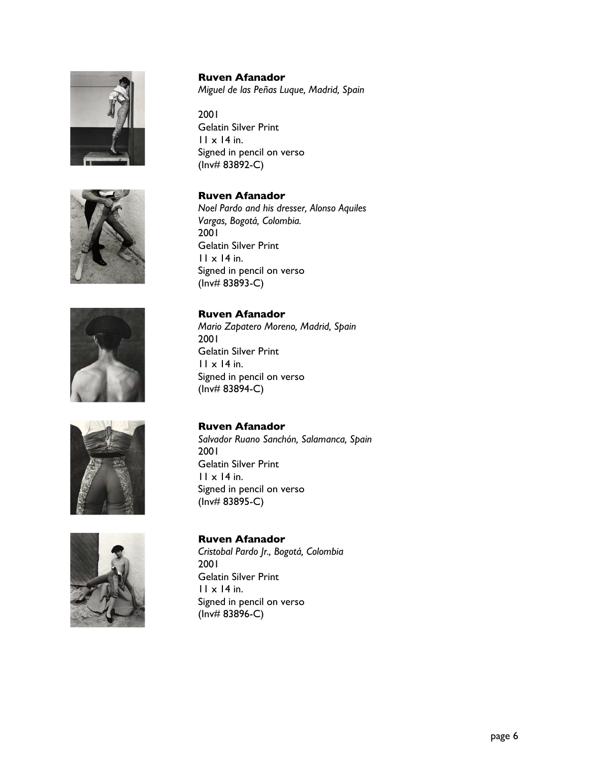**Ruven Afanador**
*Miguel de las Peñas Luque, Madrid, Spain*

2001
Gelatin Silver Print
11 x 14 in.
Signed in pencil on verso
(Inv# 83892-C)

**Ruven Afanador**
*Noel Pardo and his dresser, Alonso Aquiles Vargas, Bogotá, Colombia.*
2001
Gelatin Silver Print
11 x 14 in.
Signed in pencil on verso
(Inv# 83893-C)

**Ruven Afanador**
*Mario Zapatero Moreno, Madrid, Spain*
2001
Gelatin Silver Print
11 x 14 in.
Signed in pencil on verso
(Inv# 83894-C)

**Ruven Afanador**
*Salvador Ruano Sanchón, Salamanca, Spain*
2001
Gelatin Silver Print
11 x 14 in.
Signed in pencil on verso
(Inv# 83895-C)

**Ruven Afanador**
*Cristobal Pardo Jr., Bogotá, Colombia*
2001
Gelatin Silver Print
11 x 14 in.
Signed in pencil on verso
(Inv# 83896-C)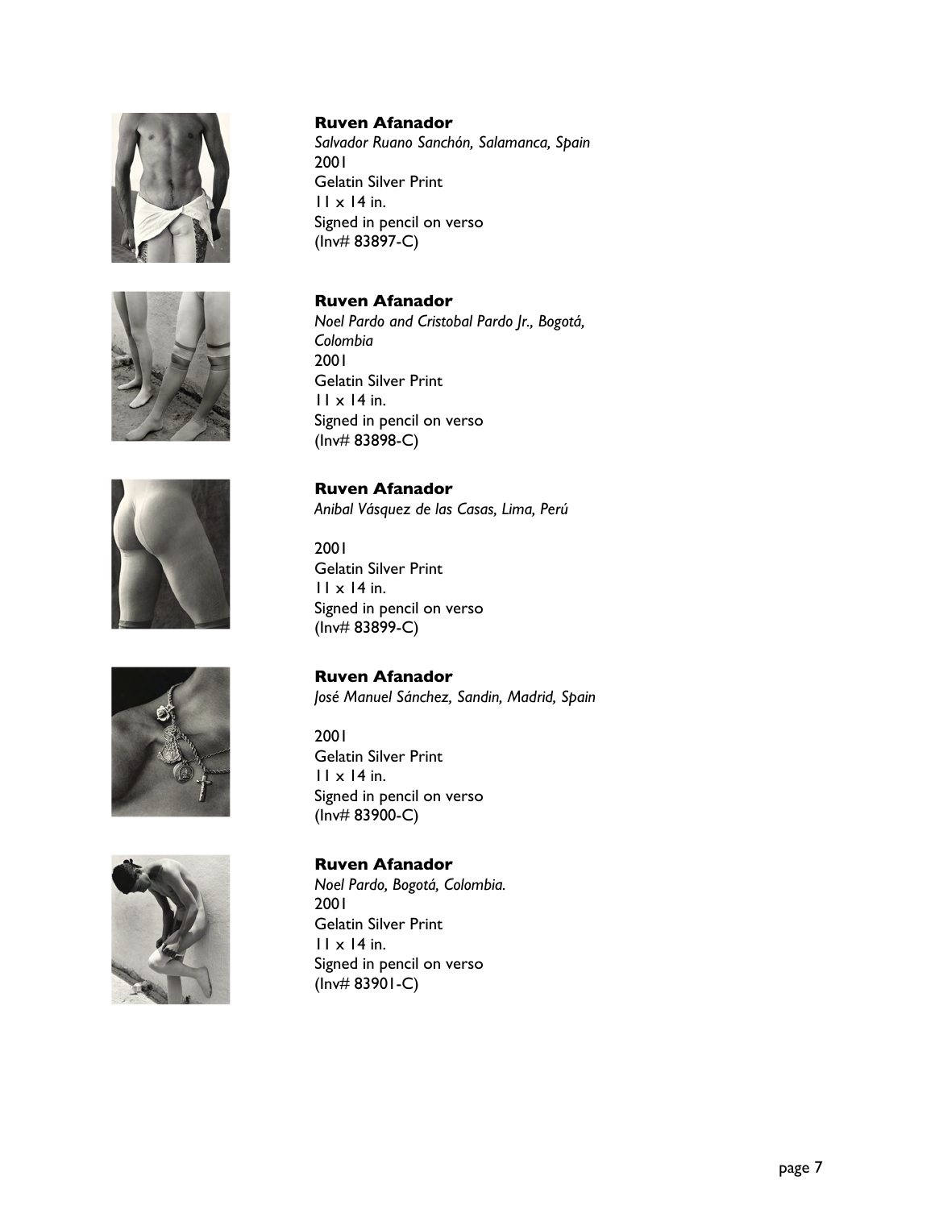**Ruven Afanador**
*Salvador Ruano Sanchón, Salamanca, Spain*
2001
Gelatin Silver Print
11 x 14 in.
Signed in pencil on verso
(Inv# 83897-C)

**Ruven Afanador**
*Noel Pardo and Cristobal Pardo Jr., Bogotá, Colombia*
2001
Gelatin Silver Print
11 x 14 in.
Signed in pencil on verso
(Inv# 83898-C)

**Ruven Afanador**
*Anibal Vásquez de las Casas, Lima, Perú*

2001
Gelatin Silver Print
11 x 14 in.
Signed in pencil on verso
(Inv# 83899-C)

**Ruven Afanador**
*José Manuel Sánchez, Sandin, Madrid, Spain*

2001
Gelatin Silver Print
11 x 14 in.
Signed in pencil on verso
(Inv# 83900-C)

**Ruven Afanador**
*Noel Pardo, Bogotá, Colombia.*
2001
Gelatin Silver Print
11 x 14 in.
Signed in pencil on verso
(Inv# 83901-C)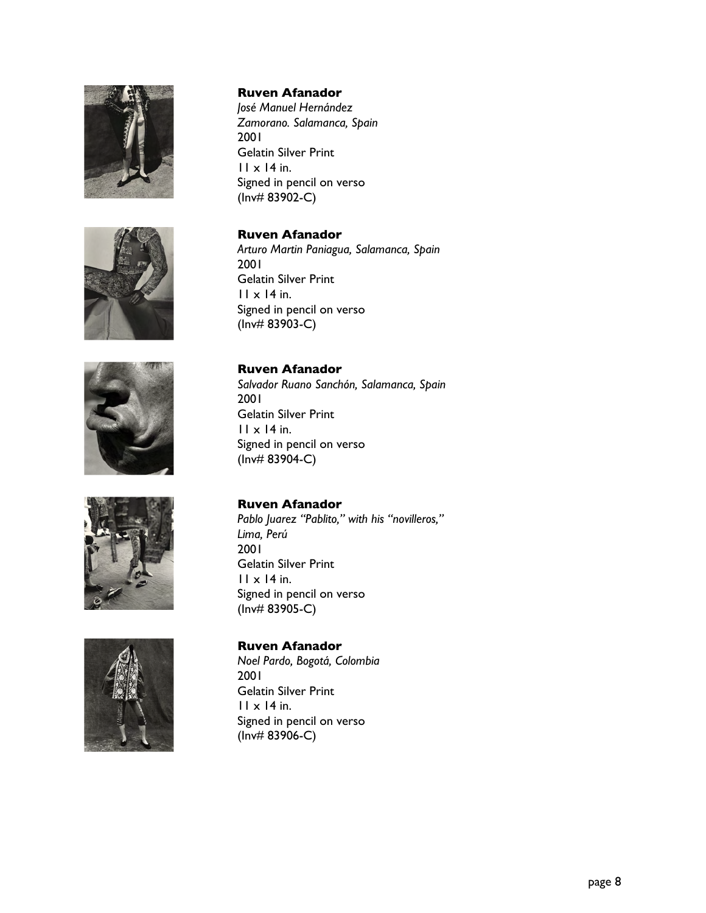**Ruven Afanador**
*José Manuel Hernández Zamorano. Salamanca, Spain*
2001
Gelatin Silver Print
11 x 14 in.
Signed in pencil on verso
(Inv# 83902-C)

**Ruven Afanador**
*Arturo Martin Paniagua, Salamanca, Spain*
2001
Gelatin Silver Print
11 x 14 in.
Signed in pencil on verso
(Inv# 83903-C)

**Ruven Afanador**
*Salvador Ruano Sanchón, Salamanca, Spain*
2001
Gelatin Silver Print
11 x 14 in.
Signed in pencil on verso
(Inv# 83904-C)

**Ruven Afanador**
*Pablo Juarez "Pablito," with his "novilleros," Lima, Perú*
2001
Gelatin Silver Print
11 x 14 in.
Signed in pencil on verso
(Inv# 83905-C)

**Ruven Afanador**
*Noel Pardo, Bogotá, Colombia*
2001
Gelatin Silver Print
11 x 14 in.
Signed in pencil on verso
(Inv# 83906-C)